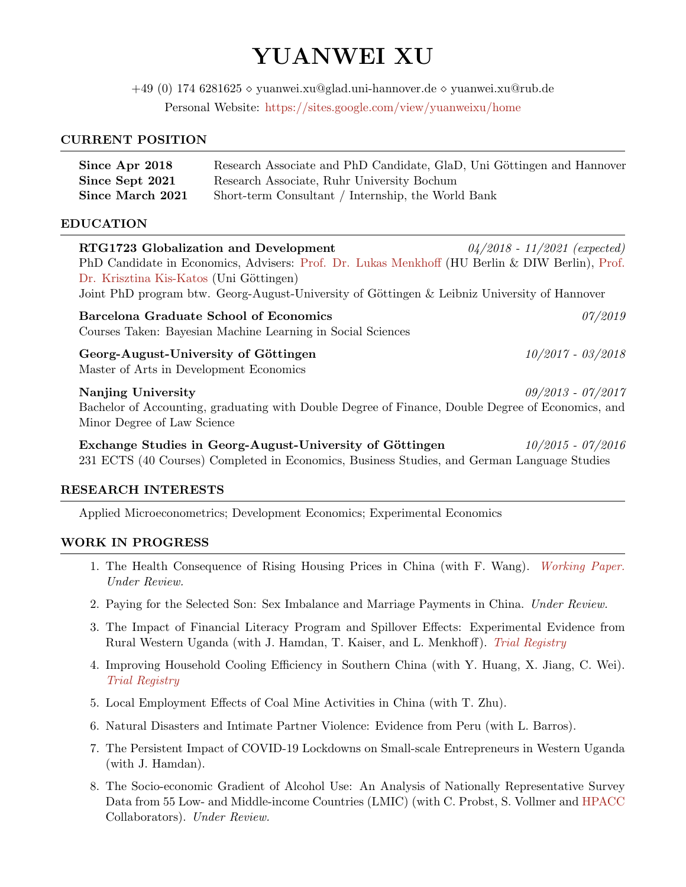# YUANWEI XU

+49 (0) 174 6281625 ⋄ yuanwei.xu@glad.uni-hannover.de ⋄ yuanwei.xu@rub.de

Personal Website: https://sites.google.com/view/yuanweixu/home

## CURRENT POSITION

| | |
|---|---|
| **Since Apr 2018** | Research Associate and PhD Candidate, GlaD, Uni Göttingen and Hannover |
| **Since Sept 2021** | Research Associate, Ruhr University Bochum |
| **Since March 2021** | Short-term Consultant / Internship, the World Bank |

## EDUCATION

**RTG1723 Globalization and Development** — *04/2018 - 11/2021 (expected)*
PhD Candidate in Economics, Advisers: Prof. Dr. Lukas Menkhoff (HU Berlin & DIW Berlin), Prof. Dr. Krisztina Kis-Katos (Uni Göttingen)
Joint PhD program btw. Georg-August-University of Göttingen & Leibniz University of Hannover

**Barcelona Graduate School of Economics** — *07/2019*
Courses Taken: Bayesian Machine Learning in Social Sciences

**Georg-August-University of Göttingen** — *10/2017 - 03/2018*
Master of Arts in Development Economics

**Nanjing University** — *09/2013 - 07/2017*
Bachelor of Accounting, graduating with Double Degree of Finance, Double Degree of Economics, and Minor Degree of Law Science

**Exchange Studies in Georg-August-University of Göttingen** — *10/2015 - 07/2016*
231 ECTS (40 Courses) Completed in Economics, Business Studies, and German Language Studies

## RESEARCH INTERESTS

Applied Microeconometrics; Development Economics; Experimental Economics

## WORK IN PROGRESS

1. The Health Consequence of Rising Housing Prices in China (with F. Wang). *Working Paper. Under Review.*
2. Paying for the Selected Son: Sex Imbalance and Marriage Payments in China. *Under Review.*
3. The Impact of Financial Literacy Program and Spillover Effects: Experimental Evidence from Rural Western Uganda (with J. Hamdan, T. Kaiser, and L. Menkhoff). *Trial Registry*
4. Improving Household Cooling Efficiency in Southern China (with Y. Huang, X. Jiang, C. Wei). *Trial Registry*
5. Local Employment Effects of Coal Mine Activities in China (with T. Zhu).
6. Natural Disasters and Intimate Partner Violence: Evidence from Peru (with L. Barros).
7. The Persistent Impact of COVID-19 Lockdowns on Small-scale Entrepreneurs in Western Uganda (with J. Hamdan).
8. The Socio-economic Gradient of Alcohol Use: An Analysis of Nationally Representative Survey Data from 55 Low- and Middle-income Countries (LMIC) (with C. Probst, S. Vollmer and HPACC Collaborators). *Under Review.*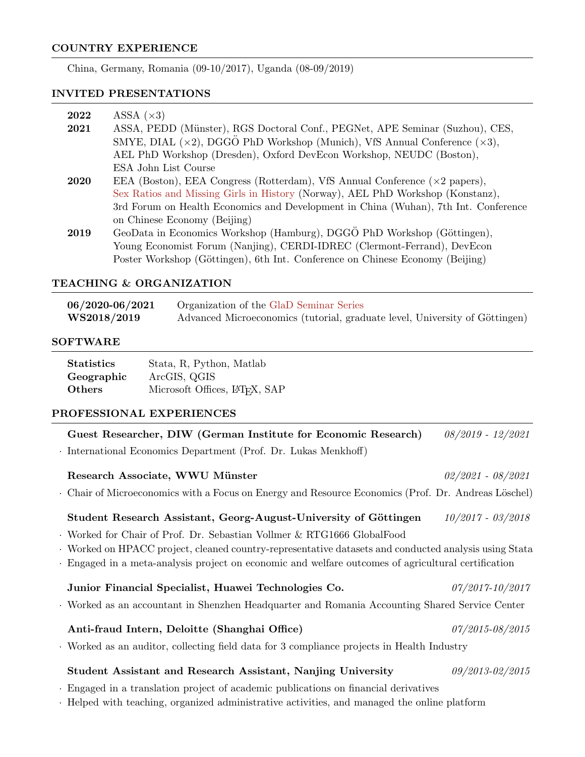## COUNTRY EXPERIENCE

China, Germany, Romania (09-10/2017), Uganda (08-09/2019)

## INVITED PRESENTATIONS

| | |
|---|---|
| **2022** | ASSA (×3) |
| **2021** | ASSA, PEDD (Münster), RGS Doctoral Conf., PEGNet, APE Seminar (Suzhou), CES, SMYE, DIAL (×2), DGGÖ PhD Workshop (Munich), VfS Annual Conference (×3), AEL PhD Workshop (Dresden), Oxford DevEcon Workshop, NEUDC (Boston), ESA John List Course |
| **2020** | EEA (Boston), EEA Congress (Rotterdam), VfS Annual Conference (×2 papers), Sex Ratios and Missing Girls in History (Norway), AEL PhD Workshop (Konstanz), 3rd Forum on Health Economics and Development in China (Wuhan), 7th Int. Conference on Chinese Economy (Beijing) |
| **2019** | GeoData in Economics Workshop (Hamburg), DGGÖ PhD Workshop (Göttingen), Young Economist Forum (Nanjing), CERDI-IDREC (Clermont-Ferrand), DevEcon Poster Workshop (Göttingen), 6th Int. Conference on Chinese Economy (Beijing) |

## TEACHING & ORGANIZATION

| | |
|---|---|
| **06/2020-06/2021** | Organization of the GlaD Seminar Series |
| **WS2018/2019** | Advanced Microeconomics (tutorial, graduate level, University of Göttingen) |

## SOFTWARE

| | |
|---|---|
| **Statistics** | Stata, R, Python, Matlab |
| **Geographic** | ArcGIS, QGIS |
| **Others** | Microsoft Offices, LaTeX, SAP |

## PROFESSIONAL EXPERIENCES

**Guest Researcher, DIW (German Institute for Economic Research)** *08/2019 - 12/2021*

- International Economics Department (Prof. Dr. Lukas Menkhoff)

**Research Associate, WWU Münster** *02/2021 - 08/2021*

- Chair of Microeconomics with a Focus on Energy and Resource Economics (Prof. Dr. Andreas Löschel)

**Student Research Assistant, Georg-August-University of Göttingen** *10/2017 - 03/2018*

- Worked for Chair of Prof. Dr. Sebastian Vollmer & RTG1666 GlobalFood
- Worked on HPACC project, cleaned country-representative datasets and conducted analysis using Stata
- Engaged in a meta-analysis project on economic and welfare outcomes of agricultural certification

**Junior Financial Specialist, Huawei Technologies Co.** *07/2017-10/2017*

- Worked as an accountant in Shenzhen Headquarter and Romania Accounting Shared Service Center

**Anti-fraud Intern, Deloitte (Shanghai Office)** *07/2015-08/2015*

- Worked as an auditor, collecting field data for 3 compliance projects in Health Industry

**Student Assistant and Research Assistant, Nanjing University** *09/2013-02/2015*

- Engaged in a translation project of academic publications on financial derivatives
- Helped with teaching, organized administrative activities, and managed the online platform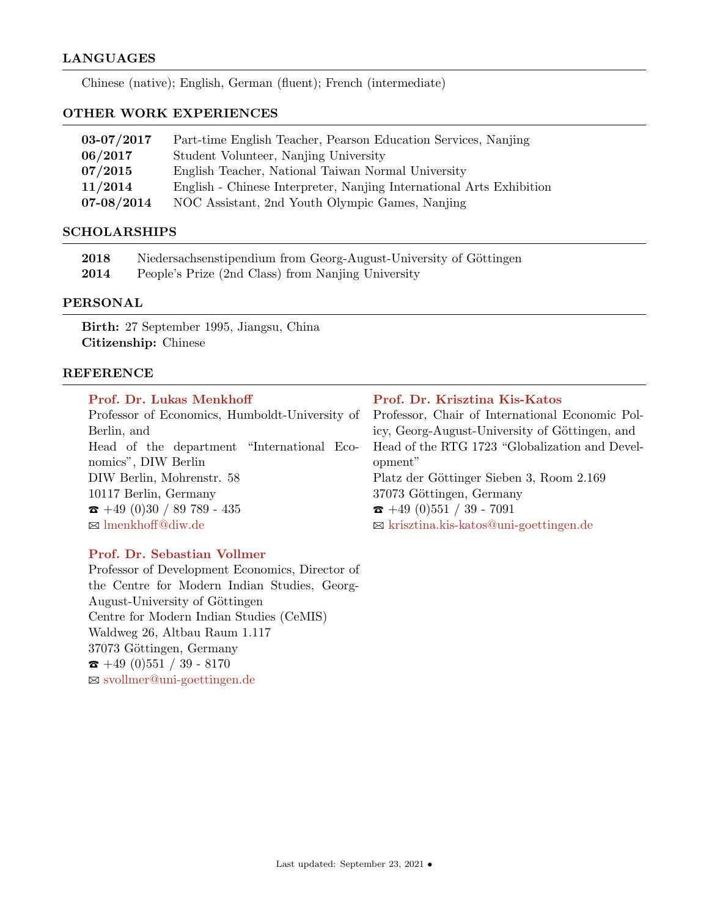## LANGUAGES

Chinese (native); English, German (fluent); French (intermediate)

## OTHER WORK EXPERIENCES

| | |
|---|---|
| **03-07/2017** | Part-time English Teacher, Pearson Education Services, Nanjing |
| **06/2017** | Student Volunteer, Nanjing University |
| **07/2015** | English Teacher, National Taiwan Normal University |
| **11/2014** | English - Chinese Interpreter, Nanjing International Arts Exhibition |
| **07-08/2014** | NOC Assistant, 2nd Youth Olympic Games, Nanjing |

## SCHOLARSHIPS

| | |
|---|---|
| **2018** | Niedersachsenstipendium from Georg-August-University of Göttingen |
| **2014** | People's Prize (2nd Class) from Nanjing University |

## PERSONAL

**Birth:** 27 September 1995, Jiangsu, China
**Citizenship:** Chinese

## REFERENCE

**Prof. Dr. Lukas Menkhoff**
Professor of Economics, Humboldt-University of Berlin, and
Head of the department "International Economics", DIW Berlin
DIW Berlin, Mohrenstr. 58
10117 Berlin, Germany
☎ +49 (0)30 / 89 789 - 435
✉ lmenkhoff@diw.de

**Prof. Dr. Sebastian Vollmer**
Professor of Development Economics, Director of the Centre for Modern Indian Studies, Georg-August-University of Göttingen
Centre for Modern Indian Studies (CeMIS)
Waldweg 26, Altbau Raum 1.117
37073 Göttingen, Germany
☎ +49 (0)551 / 39 - 8170
✉ svollmer@uni-goettingen.de

**Prof. Dr. Krisztina Kis-Katos**
Professor, Chair of International Economic Policy, Georg-August-University of Göttingen, and
Head of the RTG 1723 "Globalization and Development"
Platz der Göttinger Sieben 3, Room 2.169
37073 Göttingen, Germany
☎ +49 (0)551 / 39 - 7091
✉ krisztina.kis-katos@uni-goettingen.de

Last updated: September 23, 2021